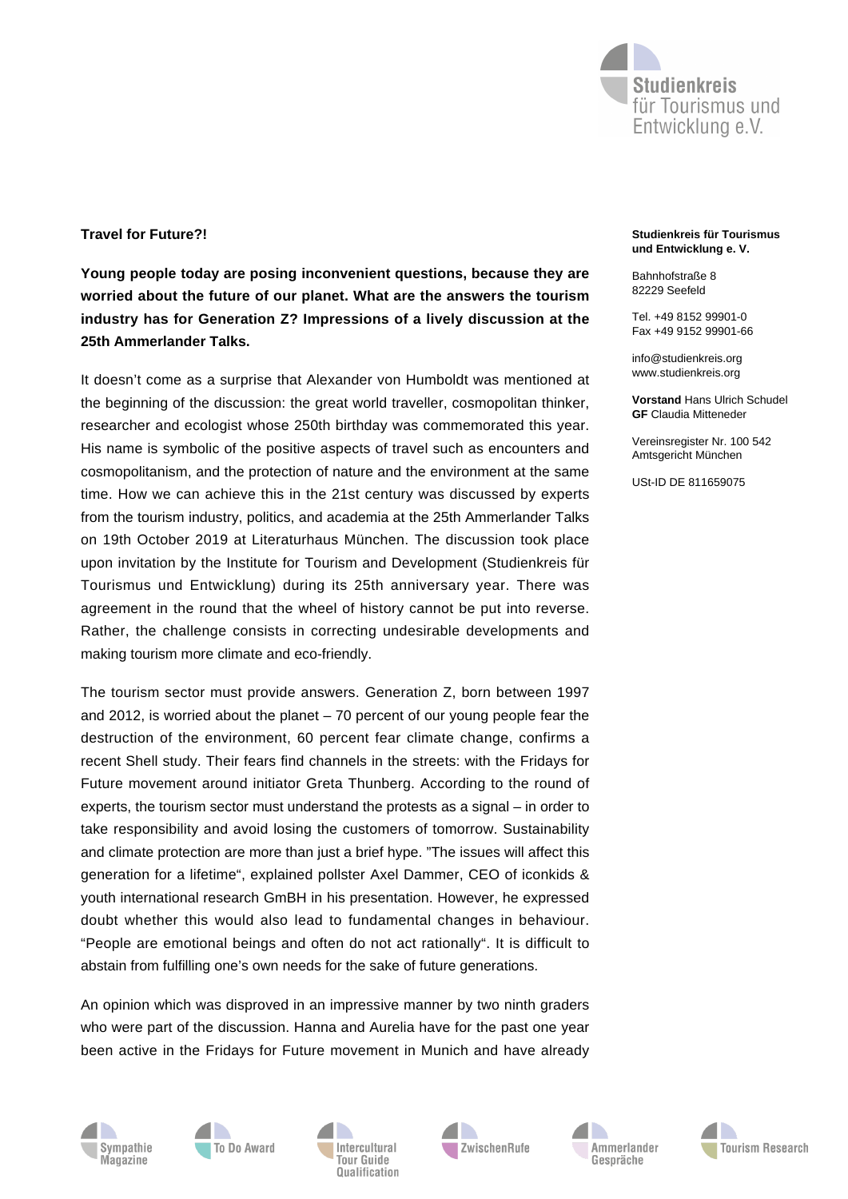**Travel for Future?!**

**Young people today are posing inconvenient questions, because they are worried about the future of our planet. What are the answers the tourism industry has for Generation Z? Impressions of a lively discussion at the 25th Ammerlander Talks.**

It doesn't come as a surprise that Alexander von Humboldt was mentioned at the beginning of the discussion: the great world traveller, cosmopolitan thinker, researcher and ecologist whose 250th birthday was commemorated this year. His name is symbolic of the positive aspects of travel such as encounters and cosmopolitanism, and the protection of nature and the environment at the same time. How we can achieve this in the 21st century was discussed by experts from the tourism industry, politics, and academia at the 25th Ammerlander Talks on 19th October 2019 at Literaturhaus München. The discussion took place upon invitation by the Institute for Tourism and Development (Studienkreis für Tourismus und Entwicklung) during its 25th anniversary year. There was agreement in the round that the wheel of history cannot be put into reverse. Rather, the challenge consists in correcting undesirable developments and making tourism more climate and eco-friendly.

The tourism sector must provide answers. Generation Z, born between 1997 and 2012, is worried about the planet – 70 percent of our young people fear the destruction of the environment, 60 percent fear climate change, confirms a recent Shell study. Their fears find channels in the streets: with the Fridays for Future movement around initiator Greta Thunberg. According to the round of experts, the tourism sector must understand the protests as a signal – in order to take responsibility and avoid losing the customers of tomorrow. Sustainability and climate protection are more than just a brief hype. "The issues will affect this generation for a lifetime", explained pollster Axel Dammer, CEO of iconkids & youth international research GmBH in his presentation. However, he expressed doubt whether this would also lead to fundamental changes in behaviour. "People are emotional beings and often do not act rationally". It is difficult to abstain from fulfilling one's own needs for the sake of future generations.

An opinion which was disproved in an impressive manner by two ninth graders who were part of the discussion. Hanna and Aurelia have for the past one year been active in the Fridays for Future movement in Munich and have already

**Studienkreis für Tourismus und Entwicklung e. V.**

Bahnhofstraße 8
82229 Seefeld

Tel. +49 8152 99901-0
Fax +49 9152 99901-66

info@studienkreis.org
www.studienkreis.org

**Vorstand** Hans Ulrich Schudel
**GF** Claudia Mitteneder

Vereinsregister Nr. 100 542
Amtsgericht München

USt-ID DE 811659075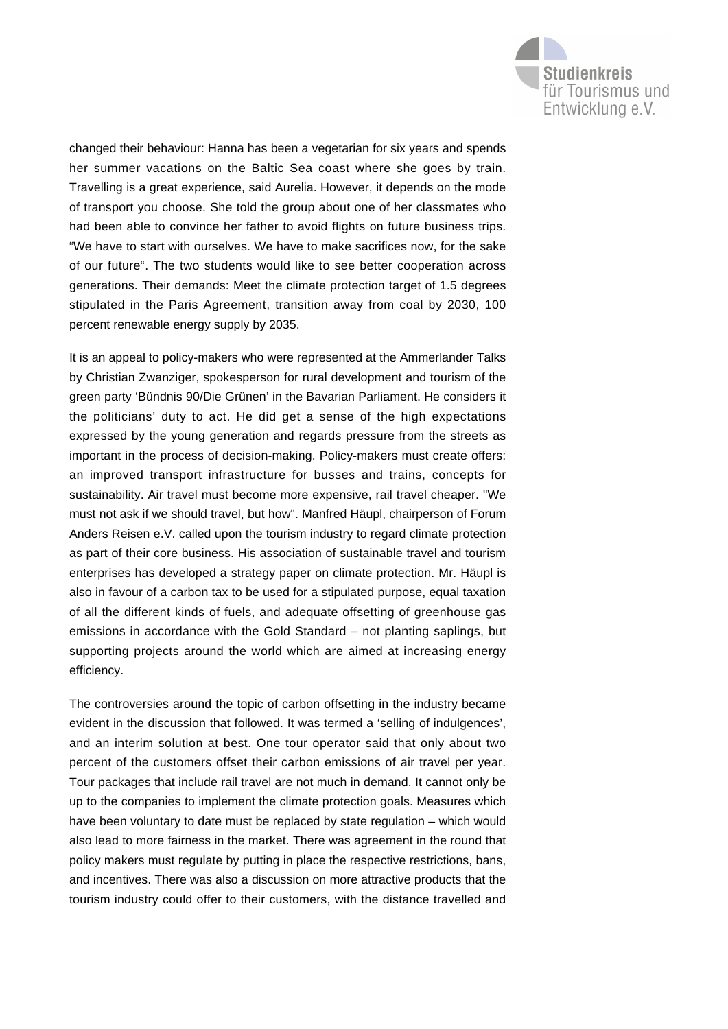changed their behaviour: Hanna has been a vegetarian for six years and spends her summer vacations on the Baltic Sea coast where she goes by train. Travelling is a great experience, said Aurelia. However, it depends on the mode of transport you choose. She told the group about one of her classmates who had been able to convince her father to avoid flights on future business trips. “We have to start with ourselves. We have to make sacrifices now, for the sake of our future“. The two students would like to see better cooperation across generations. Their demands: Meet the climate protection target of 1.5 degrees stipulated in the Paris Agreement, transition away from coal by 2030, 100 percent renewable energy supply by 2035.

It is an appeal to policy-makers who were represented at the Ammerlander Talks by Christian Zwanziger, spokesperson for rural development and tourism of the green party ‘Bündnis 90/Die Grünen’ in the Bavarian Parliament. He considers it the politicians’ duty to act. He did get a sense of the high expectations expressed by the young generation and regards pressure from the streets as important in the process of decision-making. Policy-makers must create offers: an improved transport infrastructure for busses and trains, concepts for sustainability. Air travel must become more expensive, rail travel cheaper. "We must not ask if we should travel, but how". Manfred Häupl, chairperson of Forum Anders Reisen e.V. called upon the tourism industry to regard climate protection as part of their core business. His association of sustainable travel and tourism enterprises has developed a strategy paper on climate protection. Mr. Häupl is also in favour of a carbon tax to be used for a stipulated purpose, equal taxation of all the different kinds of fuels, and adequate offsetting of greenhouse gas emissions in accordance with the Gold Standard – not planting saplings, but supporting projects around the world which are aimed at increasing energy efficiency.

The controversies around the topic of carbon offsetting in the industry became evident in the discussion that followed. It was termed a ‘selling of indulgences’, and an interim solution at best. One tour operator said that only about two percent of the customers offset their carbon emissions of air travel per year. Tour packages that include rail travel are not much in demand. It cannot only be up to the companies to implement the climate protection goals. Measures which have been voluntary to date must be replaced by state regulation – which would also lead to more fairness in the market. There was agreement in the round that policy makers must regulate by putting in place the respective restrictions, bans, and incentives. There was also a discussion on more attractive products that the tourism industry could offer to their customers, with the distance travelled and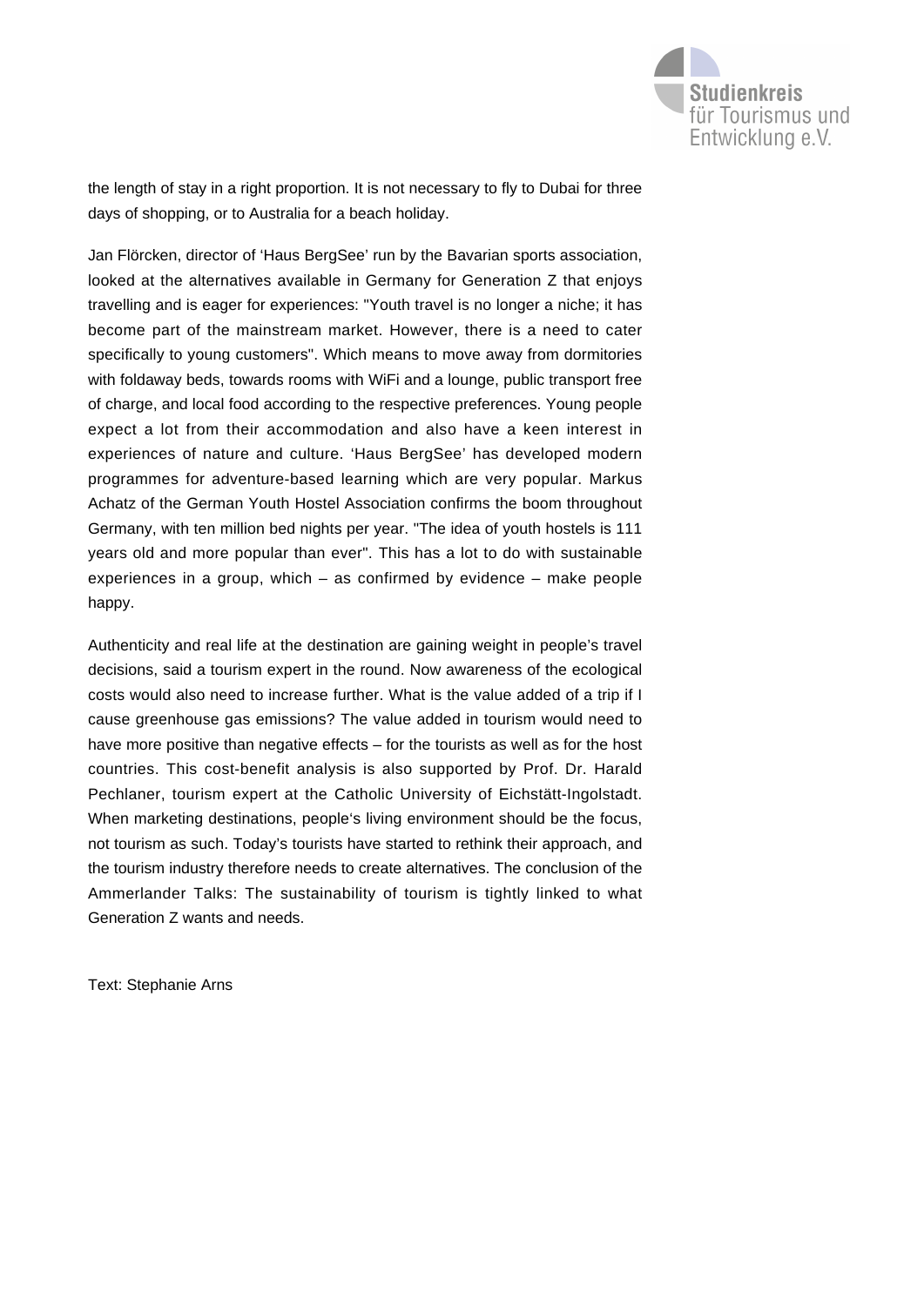the length of stay in a right proportion. It is not necessary to fly to Dubai for three days of shopping, or to Australia for a beach holiday.

Jan Flörcken, director of 'Haus BergSee' run by the Bavarian sports association, looked at the alternatives available in Germany for Generation Z that enjoys travelling and is eager for experiences: "Youth travel is no longer a niche; it has become part of the mainstream market. However, there is a need to cater specifically to young customers". Which means to move away from dormitories with foldaway beds, towards rooms with WiFi and a lounge, public transport free of charge, and local food according to the respective preferences. Young people expect a lot from their accommodation and also have a keen interest in experiences of nature and culture. 'Haus BergSee' has developed modern programmes for adventure-based learning which are very popular. Markus Achatz of the German Youth Hostel Association confirms the boom throughout Germany, with ten million bed nights per year. "The idea of youth hostels is 111 years old and more popular than ever". This has a lot to do with sustainable experiences in a group, which – as confirmed by evidence – make people happy.

Authenticity and real life at the destination are gaining weight in people's travel decisions, said a tourism expert in the round. Now awareness of the ecological costs would also need to increase further. What is the value added of a trip if I cause greenhouse gas emissions? The value added in tourism would need to have more positive than negative effects – for the tourists as well as for the host countries. This cost-benefit analysis is also supported by Prof. Dr. Harald Pechlaner, tourism expert at the Catholic University of Eichstätt-Ingolstadt. When marketing destinations, people's living environment should be the focus, not tourism as such. Today's tourists have started to rethink their approach, and the tourism industry therefore needs to create alternatives. The conclusion of the Ammerlander Talks: The sustainability of tourism is tightly linked to what Generation Z wants and needs.

Text: Stephanie Arns